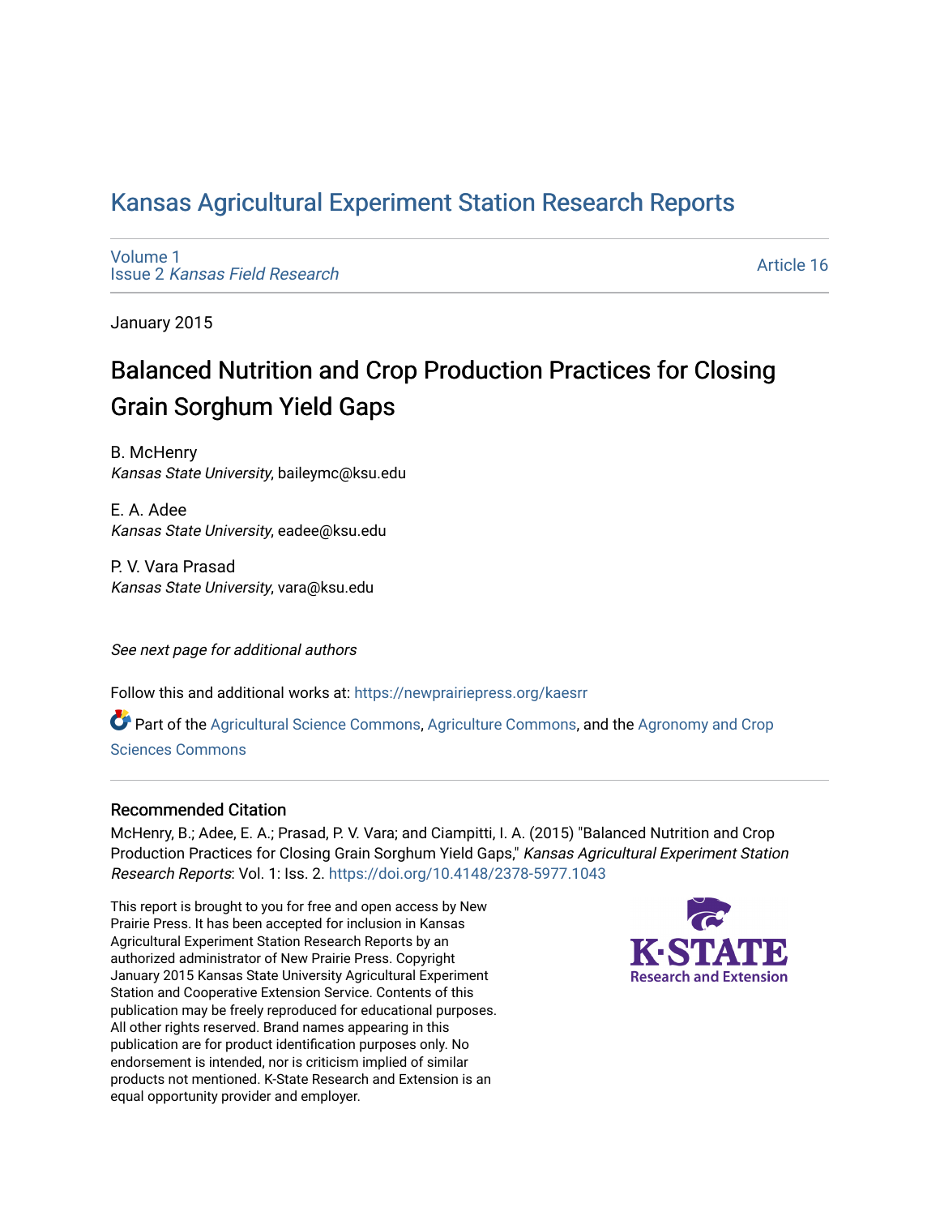# Kansas Agricultural Experiment Station Research Reports

Volume 1
Issue 2 *Kansas Field Research*

Article 16

January 2015

## Balanced Nutrition and Crop Production Practices for Closing Grain Sorghum Yield Gaps

B. McHenry
*Kansas State University*, baileymc@ksu.edu

E. A. Adee
*Kansas State University*, eadee@ksu.edu

P. V. Vara Prasad
*Kansas State University*, vara@ksu.edu

*See next page for additional authors*

Follow this and additional works at: https://newprairiepress.org/kaesrr

Part of the Agricultural Science Commons, Agriculture Commons, and the Agronomy and Crop Sciences Commons

### Recommended Citation

McHenry, B.; Adee, E. A.; Prasad, P. V. Vara; and Ciampitti, I. A. (2015) "Balanced Nutrition and Crop Production Practices for Closing Grain Sorghum Yield Gaps," *Kansas Agricultural Experiment Station Research Reports*: Vol. 1: Iss. 2. https://doi.org/10.4148/2378-5977.1043

This report is brought to you for free and open access by New Prairie Press. It has been accepted for inclusion in Kansas Agricultural Experiment Station Research Reports by an authorized administrator of New Prairie Press. Copyright January 2015 Kansas State University Agricultural Experiment Station and Cooperative Extension Service. Contents of this publication may be freely reproduced for educational purposes. All other rights reserved. Brand names appearing in this publication are for product identification purposes only. No endorsement is intended, nor is criticism implied of similar products not mentioned. K-State Research and Extension is an equal opportunity provider and employer.

K-STATE Research and Extension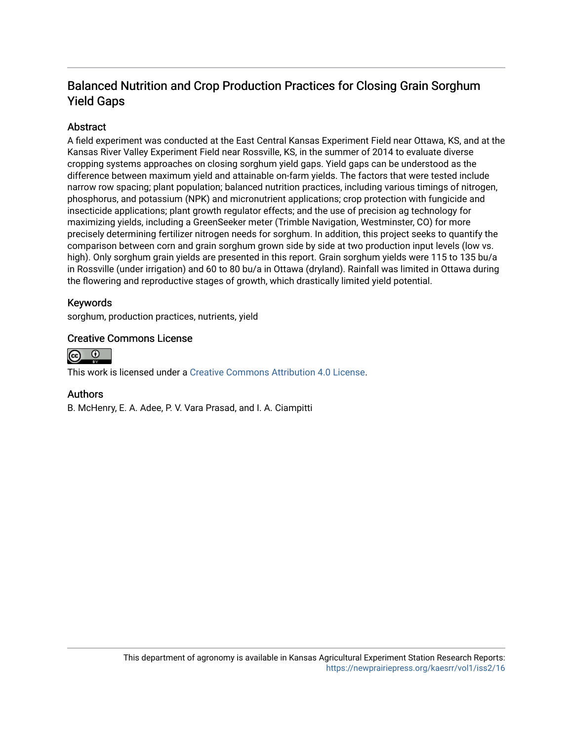# Balanced Nutrition and Crop Production Practices for Closing Grain Sorghum Yield Gaps

## Abstract

A field experiment was conducted at the East Central Kansas Experiment Field near Ottawa, KS, and at the Kansas River Valley Experiment Field near Rossville, KS, in the summer of 2014 to evaluate diverse cropping systems approaches on closing sorghum yield gaps. Yield gaps can be understood as the difference between maximum yield and attainable on-farm yields. The factors that were tested include narrow row spacing; plant population; balanced nutrition practices, including various timings of nitrogen, phosphorus, and potassium (NPK) and micronutrient applications; crop protection with fungicide and insecticide applications; plant growth regulator effects; and the use of precision ag technology for maximizing yields, including a GreenSeeker meter (Trimble Navigation, Westminster, CO) for more precisely determining fertilizer nitrogen needs for sorghum. In addition, this project seeks to quantify the comparison between corn and grain sorghum grown side by side at two production input levels (low vs. high). Only sorghum grain yields are presented in this report. Grain sorghum yields were 115 to 135 bu/a in Rossville (under irrigation) and 60 to 80 bu/a in Ottawa (dryland). Rainfall was limited in Ottawa during the flowering and reproductive stages of growth, which drastically limited yield potential.

## Keywords

sorghum, production practices, nutrients, yield

## Creative Commons License

This work is licensed under a Creative Commons Attribution 4.0 License.

## Authors

B. McHenry, E. A. Adee, P. V. Vara Prasad, and I. A. Ciampitti

This department of agronomy is available in Kansas Agricultural Experiment Station Research Reports: https://newprairiepress.org/kaesrr/vol1/iss2/16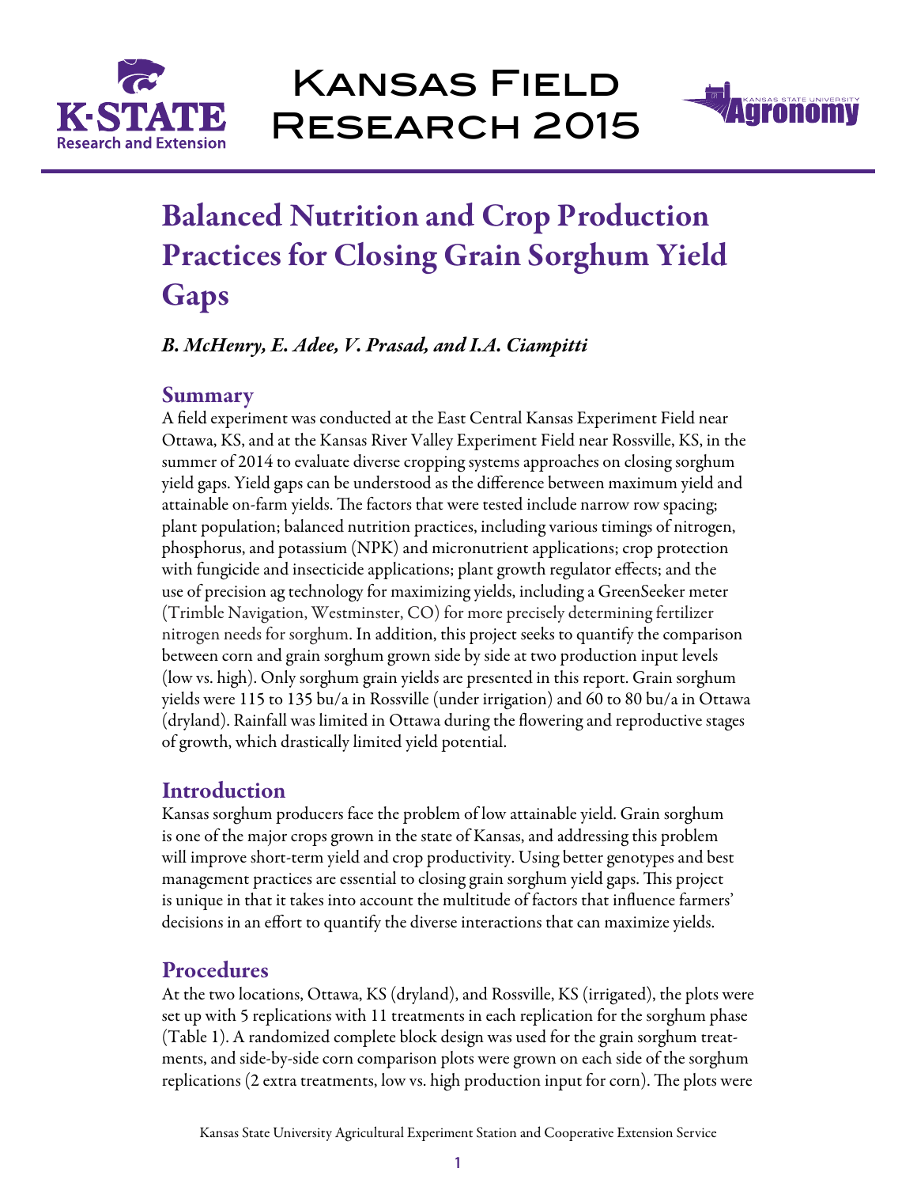# Balanced Nutrition and Crop Production Practices for Closing Grain Sorghum Yield Gaps

*B. McHenry, E. Adee, V. Prasad, and I.A. Ciampitti*

## Summary

A field experiment was conducted at the East Central Kansas Experiment Field near Ottawa, KS, and at the Kansas River Valley Experiment Field near Rossville, KS, in the summer of 2014 to evaluate diverse cropping systems approaches on closing sorghum yield gaps. Yield gaps can be understood as the difference between maximum yield and attainable on-farm yields. The factors that were tested include narrow row spacing; plant population; balanced nutrition practices, including various timings of nitrogen, phosphorus, and potassium (NPK) and micronutrient applications; crop protection with fungicide and insecticide applications; plant growth regulator effects; and the use of precision ag technology for maximizing yields, including a GreenSeeker meter (Trimble Navigation, Westminster, CO) for more precisely determining fertilizer nitrogen needs for sorghum. In addition, this project seeks to quantify the comparison between corn and grain sorghum grown side by side at two production input levels (low vs. high). Only sorghum grain yields are presented in this report. Grain sorghum yields were 115 to 135 bu/a in Rossville (under irrigation) and 60 to 80 bu/a in Ottawa (dryland). Rainfall was limited in Ottawa during the flowering and reproductive stages of growth, which drastically limited yield potential.

## Introduction

Kansas sorghum producers face the problem of low attainable yield. Grain sorghum is one of the major crops grown in the state of Kansas, and addressing this problem will improve short-term yield and crop productivity. Using better genotypes and best management practices are essential to closing grain sorghum yield gaps. This project is unique in that it takes into account the multitude of factors that influence farmers' decisions in an effort to quantify the diverse interactions that can maximize yields.

## Procedures

At the two locations, Ottawa, KS (dryland), and Rossville, KS (irrigated), the plots were set up with 5 replications with 11 treatments in each replication for the sorghum phase (Table 1). A randomized complete block design was used for the grain sorghum treatments, and side-by-side corn comparison plots were grown on each side of the sorghum replications (2 extra treatments, low vs. high production input for corn). The plots were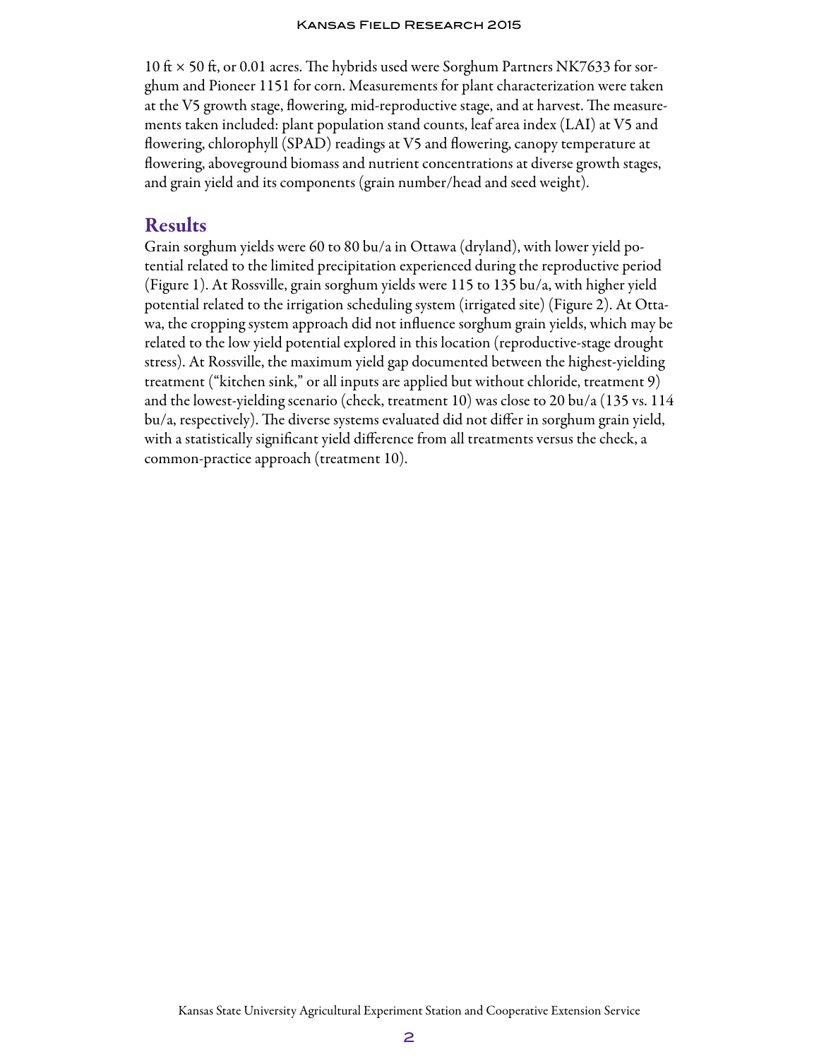10 ft × 50 ft, or 0.01 acres. The hybrids used were Sorghum Partners NK7633 for sorghum and Pioneer 1151 for corn. Measurements for plant characterization were taken at the V5 growth stage, flowering, mid-reproductive stage, and at harvest. The measurements taken included: plant population stand counts, leaf area index (LAI) at V5 and flowering, chlorophyll (SPAD) readings at V5 and flowering, canopy temperature at flowering, aboveground biomass and nutrient concentrations at diverse growth stages, and grain yield and its components (grain number/head and seed weight).

## Results

Grain sorghum yields were 60 to 80 bu/a in Ottawa (dryland), with lower yield potential related to the limited precipitation experienced during the reproductive period (Figure 1). At Rossville, grain sorghum yields were 115 to 135 bu/a, with higher yield potential related to the irrigation scheduling system (irrigated site) (Figure 2). At Ottawa, the cropping system approach did not influence sorghum grain yields, which may be related to the low yield potential explored in this location (reproductive-stage drought stress). At Rossville, the maximum yield gap documented between the highest-yielding treatment ("kitchen sink," or all inputs are applied but without chloride, treatment 9) and the lowest-yielding scenario (check, treatment 10) was close to 20 bu/a (135 vs. 114 bu/a, respectively). The diverse systems evaluated did not differ in sorghum grain yield, with a statistically significant yield difference from all treatments versus the check, a common-practice approach (treatment 10).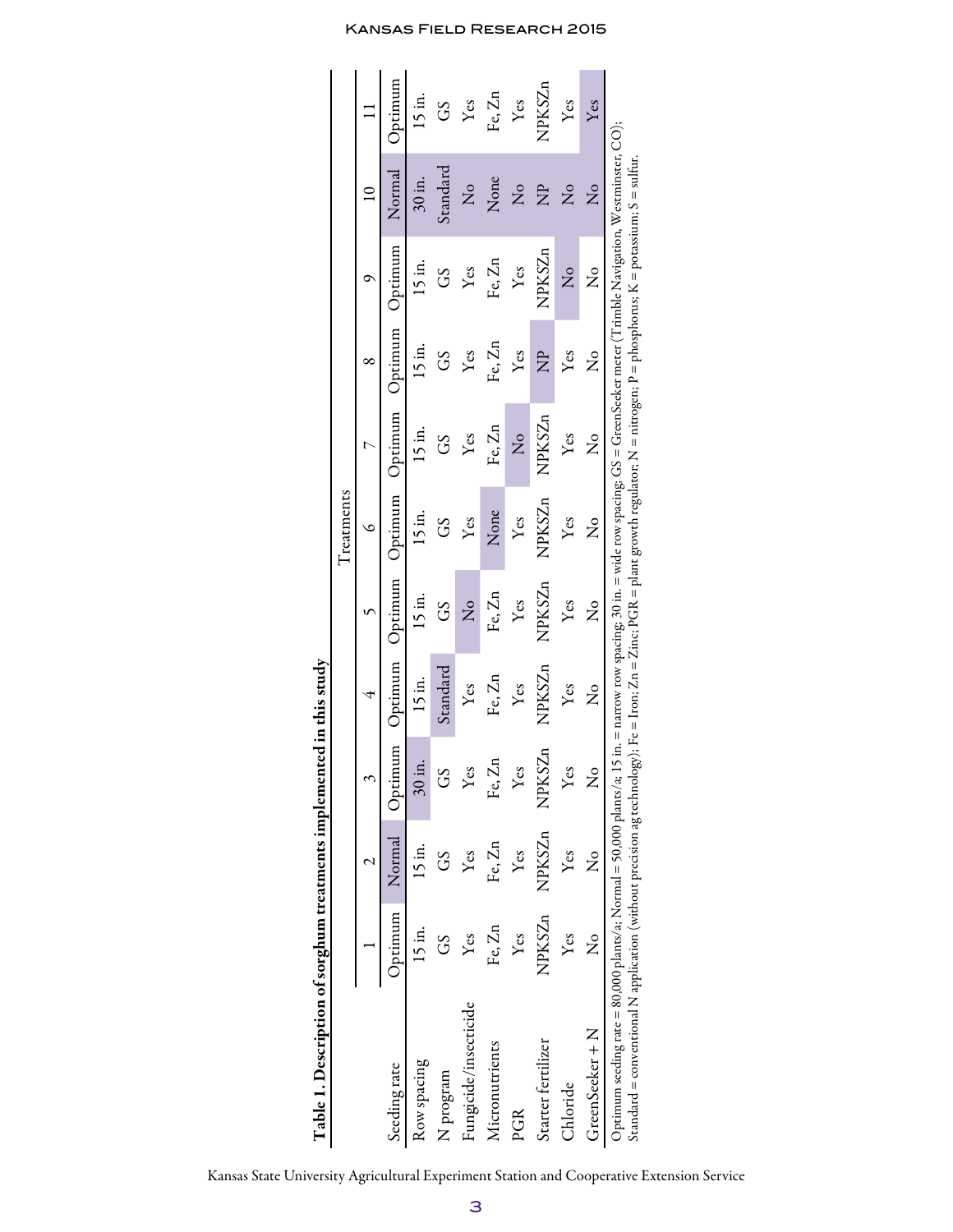**Table 1. Description of sorghum treatments implemented in this study**

| | Treatments | | | | | | | | | | |
|---|---|---|---|---|---|---|---|---|---|---|---|
| | 1 | 2 | 3 | 4 | 5 | 6 | 7 | 8 | 9 | 10 | 11 |
| Seeding rate | Optimum | Normal | Optimum | Optimum | Optimum | Optimum | Optimum | Optimum | Optimum | Normal | Optimum |
| Row spacing | 15 in. | 15 in. | 30 in. | 15 in. | 15 in. | 15 in. | 15 in. | 15 in. | 15 in. | 30 in. | 15 in. |
| N program | GS | GS | GS | Standard | GS | GS | GS | GS | GS | Standard | GS |
| Fungicide/insecticide | Yes | Yes | Yes | Yes | No | Yes | Yes | Yes | Yes | No | Yes |
| Micronutrients | Fe, Zn | Fe, Zn | Fe, Zn | Fe, Zn | Fe, Zn | None | Fe, Zn | Fe, Zn | Fe, Zn | None | Fe, Zn |
| PGR | Yes | Yes | Yes | Yes | Yes | Yes | No | Yes | Yes | No | Yes |
| Starter fertilizer | NPKSZn | NPKSZn | NPKSZn | NPKSZn | NPKSZn | NPKSZn | NPKSZn | NP | NPKSZn | NP | NPKSZn |
| Chloride | Yes | Yes | Yes | Yes | Yes | Yes | Yes | Yes | No | No | Yes |
| GreenSeeker + N | No | No | No | No | No | No | No | No | No | No | Yes |

Optimum seeding rate = 80,000 plants/a; Normal = 50,000 plants/a; 15 in. = narrow row spacing; 30 in. = wide row spacing; GS = GreenSeeker meter (Trimble Navigation, Westminster, CO); Standard = conventional N application (without precision ag technology); Fe = Iron; Zn = Zinc; PGR = plant growth regulator; N = nitrogen; P = phosphorus; K = potassium; S = sulfur.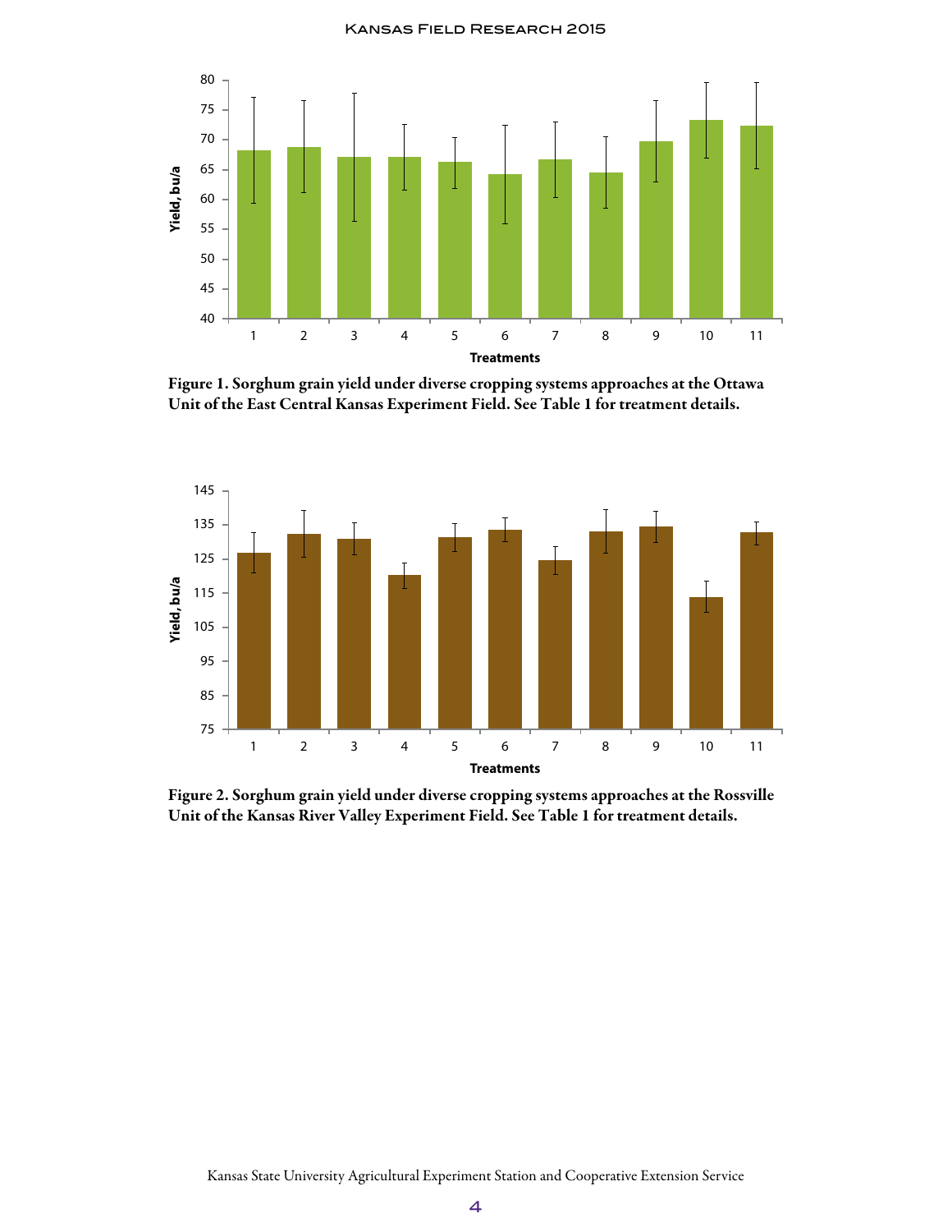80
75
70
65
60
55
50
45
40

Yield, bu/a

1 2 3 4 5 6 7 8 9 10 11

Treatments

**Figure 1. Sorghum grain yield under diverse cropping systems approaches at the Ottawa Unit of the East Central Kansas Experiment Field. See Table 1 for treatment details.**

145
135
125
115
105
95
85
75

Yield, bu/a

1 2 3 4 5 6 7 8 9 10 11

Treatments

**Figure 2. Sorghum grain yield under diverse cropping systems approaches at the Rossville Unit of the Kansas River Valley Experiment Field. See Table 1 for treatment details.**